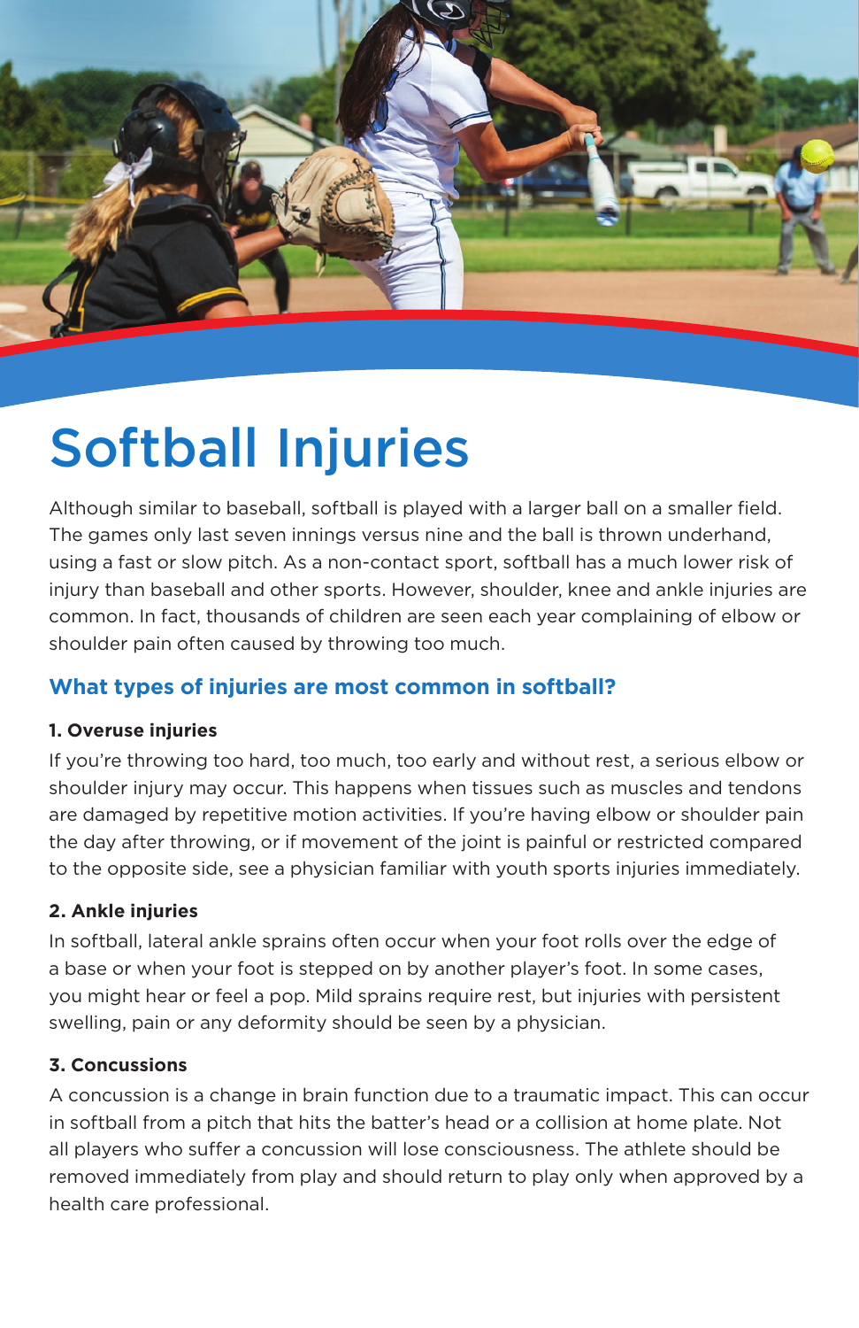# Softball Injuries

Although similar to baseball, softball is played with a larger ball on a smaller field. The games only last seven innings versus nine and the ball is thrown underhand, using a fast or slow pitch. As a non-contact sport, softball has a much lower risk of injury than baseball and other sports. However, shoulder, knee and ankle injuries are common. In fact, thousands of children are seen each year complaining of elbow or shoulder pain often caused by throwing too much.

## What types of injuries are most common in softball?

**1. Overuse injuries**

If you're throwing too hard, too much, too early and without rest, a serious elbow or shoulder injury may occur. This happens when tissues such as muscles and tendons are damaged by repetitive motion activities. If you're having elbow or shoulder pain the day after throwing, or if movement of the joint is painful or restricted compared to the opposite side, see a physician familiar with youth sports injuries immediately.

**2. Ankle injuries**

In softball, lateral ankle sprains often occur when your foot rolls over the edge of a base or when your foot is stepped on by another player's foot. In some cases, you might hear or feel a pop. Mild sprains require rest, but injuries with persistent swelling, pain or any deformity should be seen by a physician.

**3. Concussions**

A concussion is a change in brain function due to a traumatic impact. This can occur in softball from a pitch that hits the batter's head or a collision at home plate. Not all players who suffer a concussion will lose consciousness. The athlete should be removed immediately from play and should return to play only when approved by a health care professional.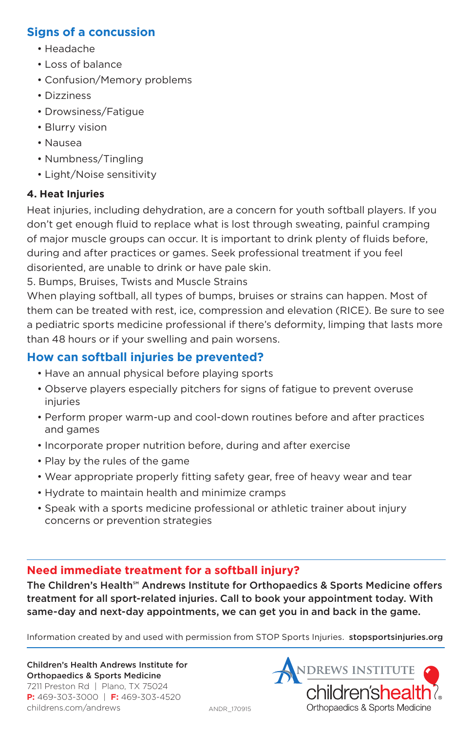## Signs of a concussion

- Headache
- Loss of balance
- Confusion/Memory problems
- Dizziness
- Drowsiness/Fatigue
- Blurry vision
- Nausea
- Numbness/Tingling
- Light/Noise sensitivity

**4. Heat Injuries**

Heat injuries, including dehydration, are a concern for youth softball players. If you don't get enough fluid to replace what is lost through sweating, painful cramping of major muscle groups can occur. It is important to drink plenty of fluids before, during and after practices or games. Seek professional treatment if you feel disoriented, are unable to drink or have pale skin.

5. Bumps, Bruises, Twists and Muscle Strains

When playing softball, all types of bumps, bruises or strains can happen. Most of them can be treated with rest, ice, compression and elevation (RICE). Be sure to see a pediatric sports medicine professional if there's deformity, limping that lasts more than 48 hours or if your swelling and pain worsens.

## How can softball injuries be prevented?

- Have an annual physical before playing sports
- Observe players especially pitchers for signs of fatigue to prevent overuse injuries
- Perform proper warm-up and cool-down routines before and after practices and games
- Incorporate proper nutrition before, during and after exercise
- Play by the rules of the game
- Wear appropriate properly fitting safety gear, free of heavy wear and tear
- Hydrate to maintain health and minimize cramps
- Speak with a sports medicine professional or athletic trainer about injury concerns or prevention strategies

## Need immediate treatment for a softball injury?

**The Children's Health℠ Andrews Institute for Orthopaedics & Sports Medicine offers treatment for all sport-related injuries. Call to book your appointment today. With same-day and next-day appointments, we can get you in and back in the game.**

Information created by and used with permission from STOP Sports Injuries. **stopsportsinjuries.org**

**Children's Health Andrews Institute for Orthopaedics & Sports Medicine**
7211 Preston Rd | Plano, TX 75024
**P:** 469-303-3000 | **F:** 469-303-4520
childrens.com/andrews

ANDR_170915

ANDREWS INSTITUTE
children'shealth
Orthopaedics & Sports Medicine